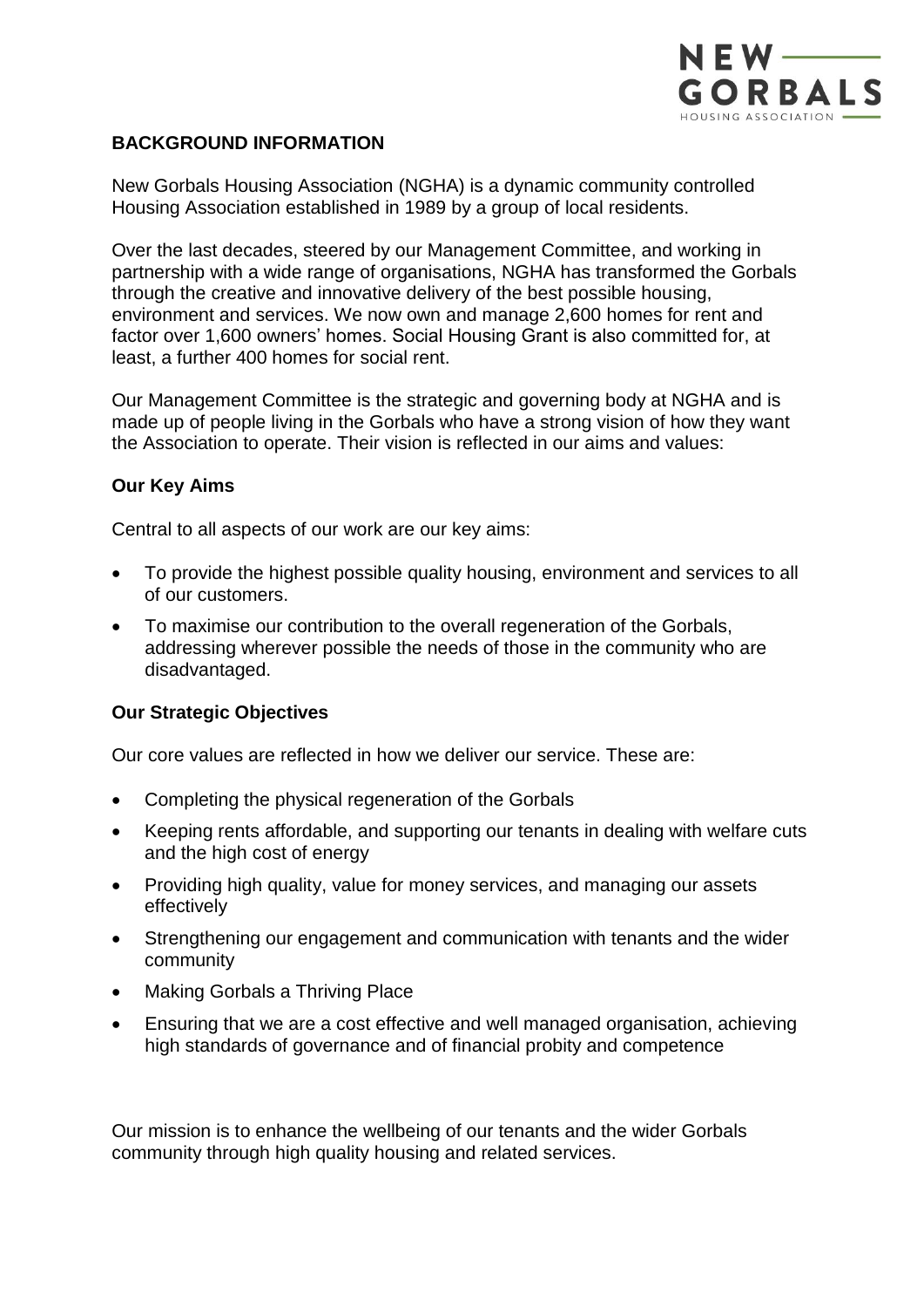## BACKGROUND INFORMATION

New Gorbals Housing Association (NGHA) is a dynamic community controlled Housing Association established in 1989 by a group of local residents.

Over the last decades, steered by our Management Committee, and working in partnership with a wide range of organisations, NGHA has transformed the Gorbals through the creative and innovative delivery of the best possible housing, environment and services. We now own and manage 2,600 homes for rent and factor over 1,600 owners' homes. Social Housing Grant is also committed for, at least, a further 400 homes for social rent.

Our Management Committee is the strategic and governing body at NGHA and is made up of people living in the Gorbals who have a strong vision of how they want the Association to operate. Their vision is reflected in our aims and values:

### Our Key Aims

Central to all aspects of our work are our key aims:

- To provide the highest possible quality housing, environment and services to all of our customers.
- To maximise our contribution to the overall regeneration of the Gorbals, addressing wherever possible the needs of those in the community who are disadvantaged.

### Our Strategic Objectives

Our core values are reflected in how we deliver our service. These are:

- Completing the physical regeneration of the Gorbals
- Keeping rents affordable, and supporting our tenants in dealing with welfare cuts and the high cost of energy
- Providing high quality, value for money services, and managing our assets effectively
- Strengthening our engagement and communication with tenants and the wider community
- Making Gorbals a Thriving Place
- Ensuring that we are a cost effective and well managed organisation, achieving high standards of governance and of financial probity and competence

Our mission is to enhance the wellbeing of our tenants and the wider Gorbals community through high quality housing and related services.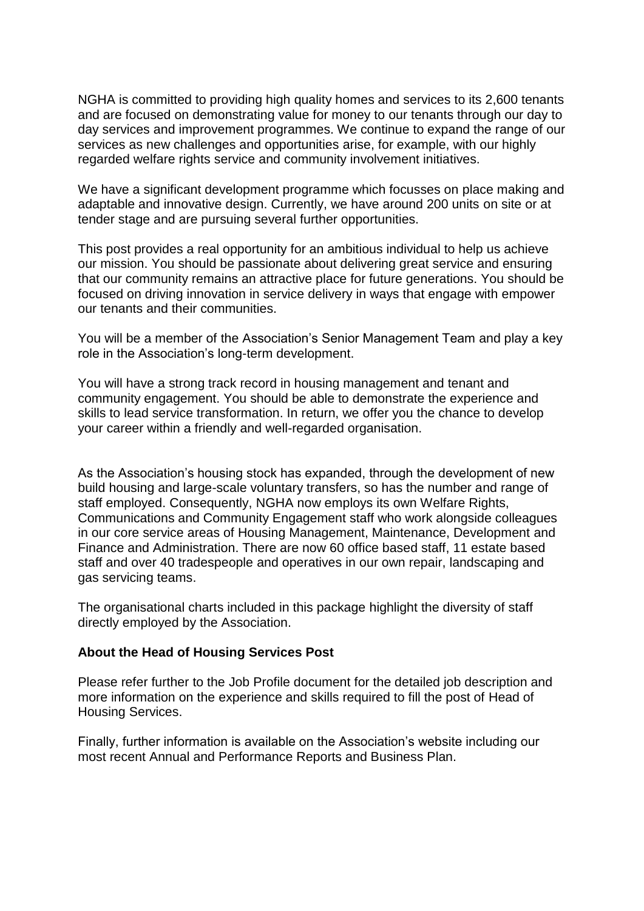NGHA is committed to providing high quality homes and services to its 2,600 tenants and are focused on demonstrating value for money to our tenants through our day to day services and improvement programmes. We continue to expand the range of our services as new challenges and opportunities arise, for example, with our highly regarded welfare rights service and community involvement initiatives.

We have a significant development programme which focusses on place making and adaptable and innovative design. Currently, we have around 200 units on site or at tender stage and are pursuing several further opportunities.

This post provides a real opportunity for an ambitious individual to help us achieve our mission. You should be passionate about delivering great service and ensuring that our community remains an attractive place for future generations. You should be focused on driving innovation in service delivery in ways that engage with empower our tenants and their communities.

You will be a member of the Association's Senior Management Team and play a key role in the Association's long-term development.

You will have a strong track record in housing management and tenant and community engagement. You should be able to demonstrate the experience and skills to lead service transformation. In return, we offer you the chance to develop your career within a friendly and well-regarded organisation.

As the Association's housing stock has expanded, through the development of new build housing and large-scale voluntary transfers, so has the number and range of staff employed. Consequently, NGHA now employs its own Welfare Rights, Communications and Community Engagement staff who work alongside colleagues in our core service areas of Housing Management, Maintenance, Development and Finance and Administration. There are now 60 office based staff, 11 estate based staff and over 40 tradespeople and operatives in our own repair, landscaping and gas servicing teams.

The organisational charts included in this package highlight the diversity of staff directly employed by the Association.

**About the Head of Housing Services Post**

Please refer further to the Job Profile document for the detailed job description and more information on the experience and skills required to fill the post of Head of Housing Services.

Finally, further information is available on the Association's website including our most recent Annual and Performance Reports and Business Plan.